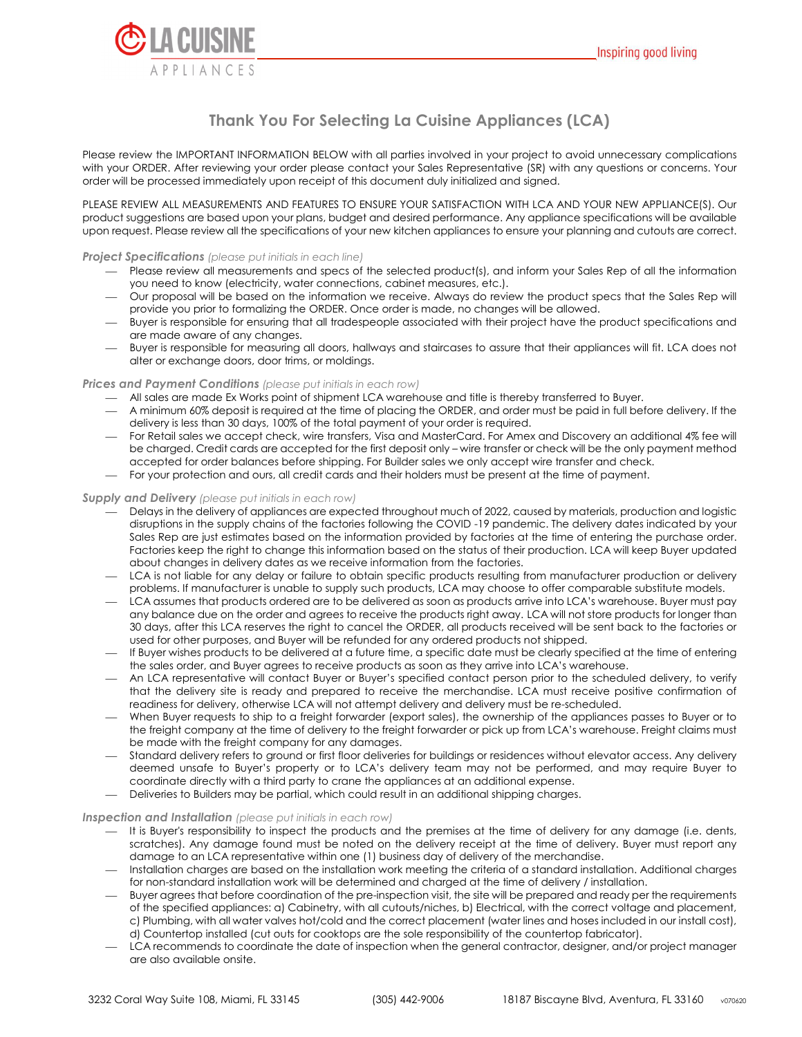LA CUISINE APPLIANCES

Inspiring good living

# Thank You For Selecting La Cuisine Appliances (LCA)

Please review the IMPORTANT INFORMATION BELOW with all parties involved in your project to avoid unnecessary complications with your ORDER. After reviewing your order please contact your Sales Representative (SR) with any questions or concerns. Your order will be processed immediately upon receipt of this document duly initialized and signed.

PLEASE REVIEW ALL MEASUREMENTS AND FEATURES TO ENSURE YOUR SATISFACTION WITH LCA AND YOUR NEW APPLIANCE(S). Our product suggestions are based upon your plans, budget and desired performance. Any appliance specifications will be available upon request. Please review all the specifications of your new kitchen appliances to ensure your planning and cutouts are correct.

***Project Specifications*** *(please put initials in each line)*

- Please review all measurements and specs of the selected product(s), and inform your Sales Rep of all the information you need to know (electricity, water connections, cabinet measures, etc.).
- Our proposal will be based on the information we receive. Always do review the product specs that the Sales Rep will provide you prior to formalizing the ORDER. Once order is made, no changes will be allowed.
- Buyer is responsible for ensuring that all tradespeople associated with their project have the product specifications and are made aware of any changes.
- Buyer is responsible for measuring all doors, hallways and staircases to assure that their appliances will fit. LCA does not alter or exchange doors, door trims, or moldings.

***Prices and Payment Conditions*** *(please put initials in each row)*

- All sales are made Ex Works point of shipment LCA warehouse and title is thereby transferred to Buyer.
- A minimum 60% deposit is required at the time of placing the ORDER, and order must be paid in full before delivery. If the delivery is less than 30 days, 100% of the total payment of your order is required.
- For Retail sales we accept check, wire transfers, Visa and MasterCard. For Amex and Discovery an additional 4% fee will be charged. Credit cards are accepted for the first deposit only – wire transfer or check will be the only payment method accepted for order balances before shipping. For Builder sales we only accept wire transfer and check.
- For your protection and ours, all credit cards and their holders must be present at the time of payment.

***Supply and Delivery*** *(please put initials in each row)*

- Delays in the delivery of appliances are expected throughout much of 2022, caused by materials, production and logistic disruptions in the supply chains of the factories following the COVID -19 pandemic. The delivery dates indicated by your Sales Rep are just estimates based on the information provided by factories at the time of entering the purchase order. Factories keep the right to change this information based on the status of their production. LCA will keep Buyer updated about changes in delivery dates as we receive information from the factories.
- LCA is not liable for any delay or failure to obtain specific products resulting from manufacturer production or delivery problems. If manufacturer is unable to supply such products, LCA may choose to offer comparable substitute models.
- LCA assumes that products ordered are to be delivered as soon as products arrive into LCA's warehouse. Buyer must pay any balance due on the order and agrees to receive the products right away. LCA will not store products for longer than 30 days, after this LCA reserves the right to cancel the ORDER, all products received will be sent back to the factories or used for other purposes, and Buyer will be refunded for any ordered products not shipped.
- If Buyer wishes products to be delivered at a future time, a specific date must be clearly specified at the time of entering the sales order, and Buyer agrees to receive products as soon as they arrive into LCA's warehouse.
- An LCA representative will contact Buyer or Buyer's specified contact person prior to the scheduled delivery, to verify that the delivery site is ready and prepared to receive the merchandise. LCA must receive positive confirmation of readiness for delivery, otherwise LCA will not attempt delivery and delivery must be re-scheduled.
- When Buyer requests to ship to a freight forwarder (export sales), the ownership of the appliances passes to Buyer or to the freight company at the time of delivery to the freight forwarder or pick up from LCA's warehouse. Freight claims must be made with the freight company for any damages.
- Standard delivery refers to ground or first floor deliveries for buildings or residences without elevator access. Any delivery deemed unsafe to Buyer's property or to LCA's delivery team may not be performed, and may require Buyer to coordinate directly with a third party to crane the appliances at an additional expense.
- Deliveries to Builders may be partial, which could result in an additional shipping charges.

***Inspection and Installation*** *(please put initials in each row)*

- It is Buyer's responsibility to inspect the products and the premises at the time of delivery for any damage (i.e. dents, scratches). Any damage found must be noted on the delivery receipt at the time of delivery. Buyer must report any damage to an LCA representative within one (1) business day of delivery of the merchandise.
- Installation charges are based on the installation work meeting the criteria of a standard installation. Additional charges for non-standard installation work will be determined and charged at the time of delivery / installation.
- Buyer agrees that before coordination of the pre-inspection visit, the site will be prepared and ready per the requirements of the specified appliances: a) Cabinetry, with all cutouts/niches, b) Electrical, with the correct voltage and placement, c) Plumbing, with all water valves hot/cold and the correct placement (water lines and hoses included in our install cost), d) Countertop installed (cut outs for cooktops are the sole responsibility of the countertop fabricator).
- LCA recommends to coordinate the date of inspection when the general contractor, designer, and/or project manager are also available onsite.

3232 Coral Way Suite 108, Miami, FL 33145 (305) 442-9006 18187 Biscayne Blvd, Aventura, FL 33160 v070620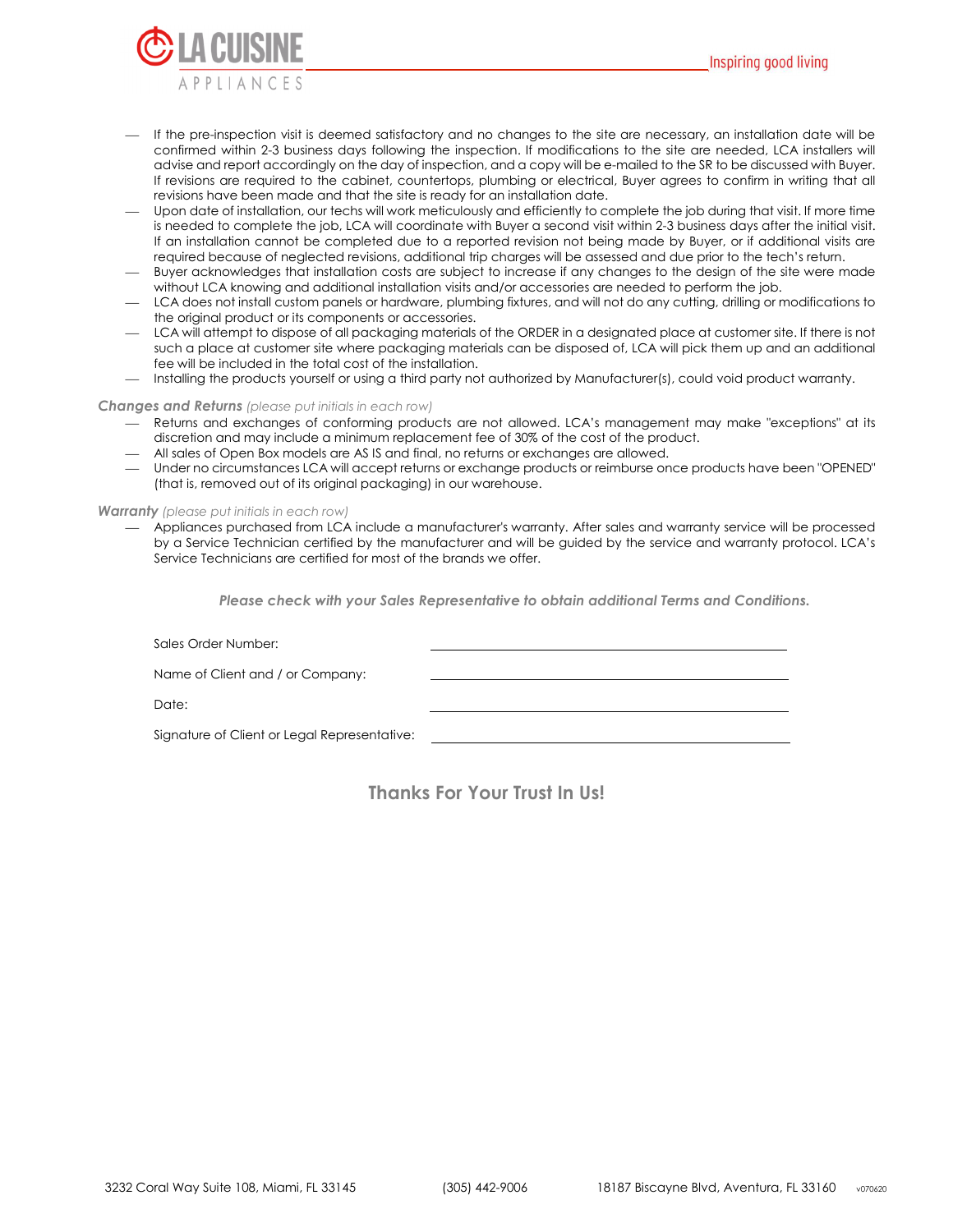- If the pre-inspection visit is deemed satisfactory and no changes to the site are necessary, an installation date will be confirmed within 2-3 business days following the inspection. If modifications to the site are needed, LCA installers will advise and report accordingly on the day of inspection, and a copy will be e-mailed to the SR to be discussed with Buyer. If revisions are required to the cabinet, countertops, plumbing or electrical, Buyer agrees to confirm in writing that all revisions have been made and that the site is ready for an installation date.
- Upon date of installation, our techs will work meticulously and efficiently to complete the job during that visit. If more time is needed to complete the job, LCA will coordinate with Buyer a second visit within 2-3 business days after the initial visit. If an installation cannot be completed due to a reported revision not being made by Buyer, or if additional visits are required because of neglected revisions, additional trip charges will be assessed and due prior to the tech's return.
- Buyer acknowledges that installation costs are subject to increase if any changes to the design of the site were made without LCA knowing and additional installation visits and/or accessories are needed to perform the job.
- LCA does not install custom panels or hardware, plumbing fixtures, and will not do any cutting, drilling or modifications to the original product or its components or accessories.
- LCA will attempt to dispose of all packaging materials of the ORDER in a designated place at customer site. If there is not such a place at customer site where packaging materials can be disposed of, LCA will pick them up and an additional fee will be included in the total cost of the installation.
- Installing the products yourself or using a third party not authorized by Manufacturer(s), could void product warranty.

***Changes and Returns*** *(please put initials in each row)*

- Returns and exchanges of conforming products are not allowed. LCA's management may make "exceptions" at its discretion and may include a minimum replacement fee of 30% of the cost of the product.
- All sales of Open Box models are AS IS and final, no returns or exchanges are allowed.
- Under no circumstances LCA will accept returns or exchange products or reimburse once products have been "OPENED" (that is, removed out of its original packaging) in our warehouse.

***Warranty*** *(please put initials in each row)*

- Appliances purchased from LCA include a manufacturer's warranty. After sales and warranty service will be processed by a Service Technician certified by the manufacturer and will be guided by the service and warranty protocol. LCA's Service Technicians are certified for most of the brands we offer.

***Please check with your Sales Representative to obtain additional Terms and Conditions.***

Sales Order Number: ______________________________

Name of Client and / or Company: ______________________________

Date: ______________________________

Signature of Client or Legal Representative: ______________________________

**Thanks For Your Trust In Us!**

3232 Coral Way Suite 108, Miami, FL 33145 (305) 442-9006 18187 Biscayne Blvd, Aventura, FL 33160